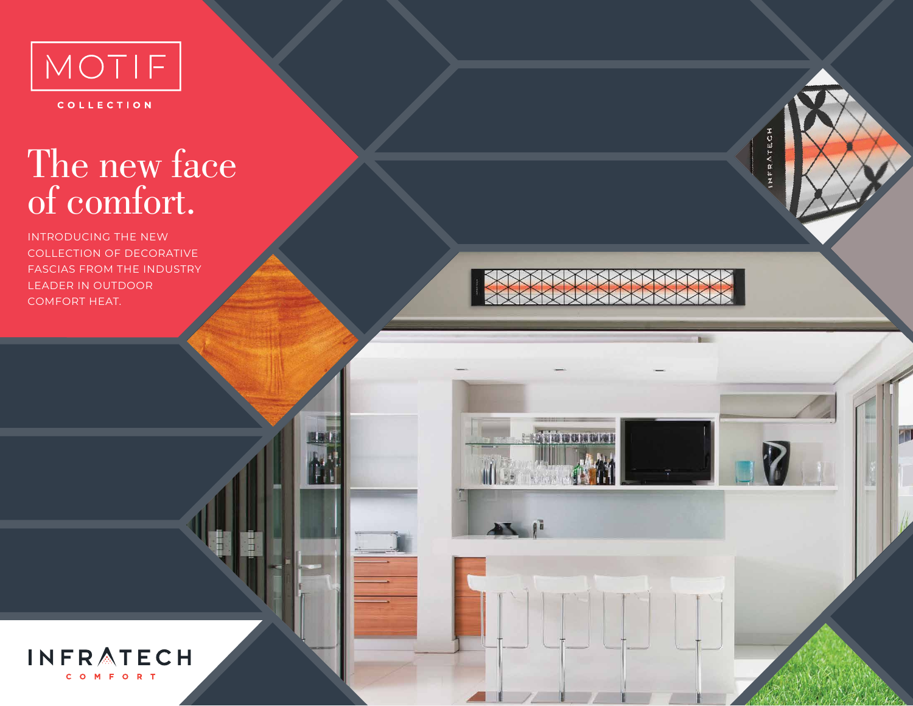# MOTIF

COLLECTION

## The new face of comfort.

INTRODUCING THE NEW COLLECTION OF DECORATIVE FASCIAS FROM THE INDUSTRY LEADER IN OUTDOOR COMFORT HEAT.

INFRATECH

COMFORT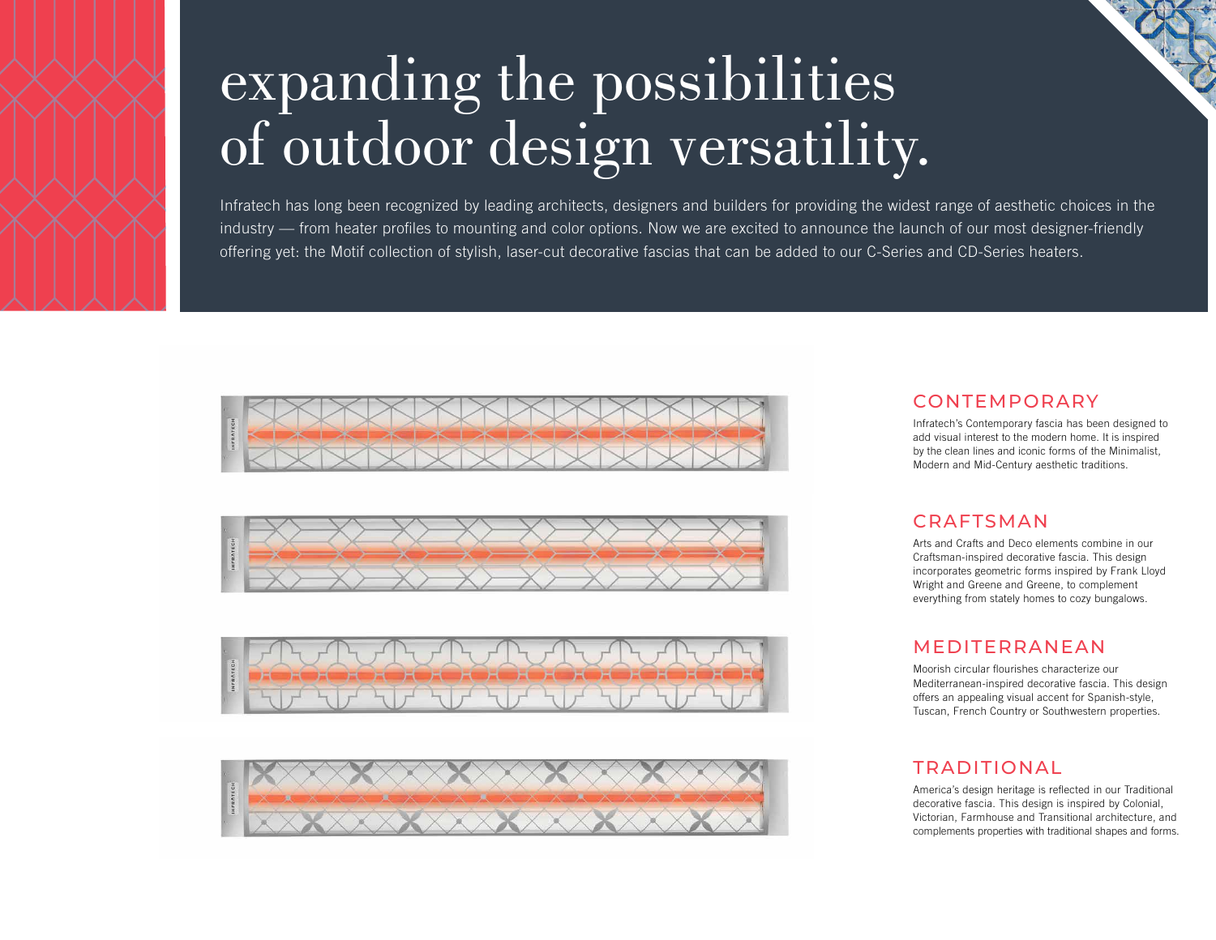# expanding the possibilities of outdoor design versatility.

Infratech has long been recognized by leading architects, designers and builders for providing the widest range of aesthetic choices in the industry — from heater profiles to mounting and color options. Now we are excited to announce the launch of our most designer-friendly offering yet: the Motif collection of stylish, laser-cut decorative fascias that can be added to our C-Series and CD-Series heaters.

## CONTEMPORARY

Infratech's Contemporary fascia has been designed to add visual interest to the modern home. It is inspired by the clean lines and iconic forms of the Minimalist, Modern and Mid-Century aesthetic traditions.

## CRAFTSMAN

Arts and Crafts and Deco elements combine in our Craftsman-inspired decorative fascia. This design incorporates geometric forms inspired by Frank Lloyd Wright and Greene and Greene, to complement everything from stately homes to cozy bungalows.

## MEDITERRANEAN

Moorish circular flourishes characterize our Mediterranean-inspired decorative fascia. This design offers an appealing visual accent for Spanish-style, Tuscan, French Country or Southwestern properties.

## TRADITIONAL

America's design heritage is reflected in our Traditional decorative fascia. This design is inspired by Colonial, Victorian, Farmhouse and Transitional architecture, and complements properties with traditional shapes and forms.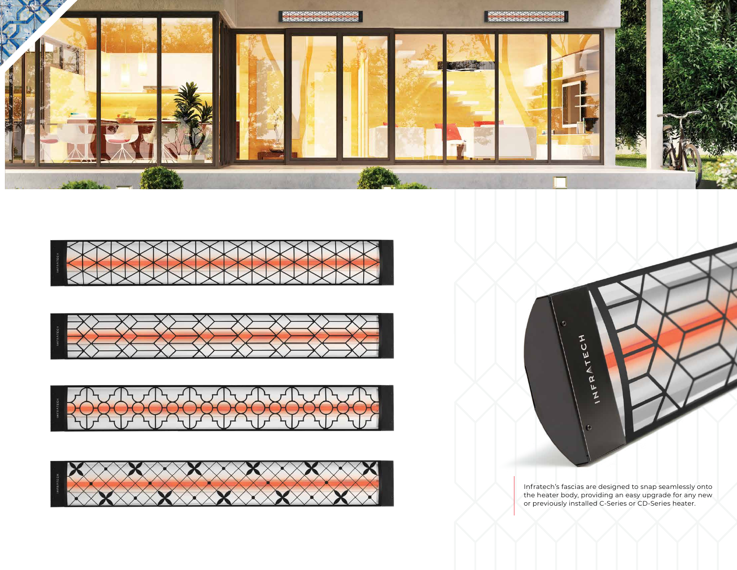Infratech's fascias are designed to snap seamlessly onto the heater body, providing an easy upgrade for any new or previously installed C-Series or CD-Series heater.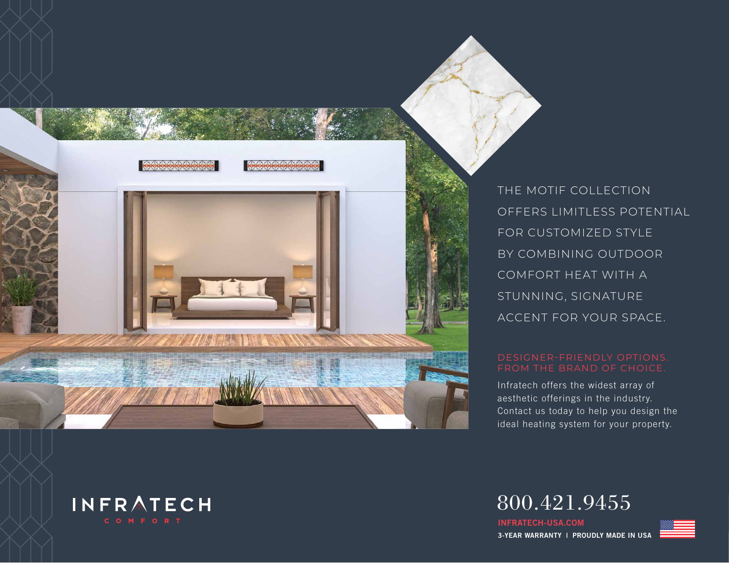THE MOTIF COLLECTION OFFERS LIMITLESS POTENTIAL FOR CUSTOMIZED STYLE BY COMBINING OUTDOOR COMFORT HEAT WITH A STUNNING, SIGNATURE ACCENT FOR YOUR SPACE.

## DESIGNER-FRIENDLY OPTIONS. FROM THE BRAND OF CHOICE.

Infratech offers the widest array of aesthetic offerings in the industry. Contact us today to help you design the ideal heating system for your property.

INFRATECH COMFORT

800.421.9455

INFRATECH-USA.COM

**3-YEAR WARRANTY | PROUDLY MADE IN USA**